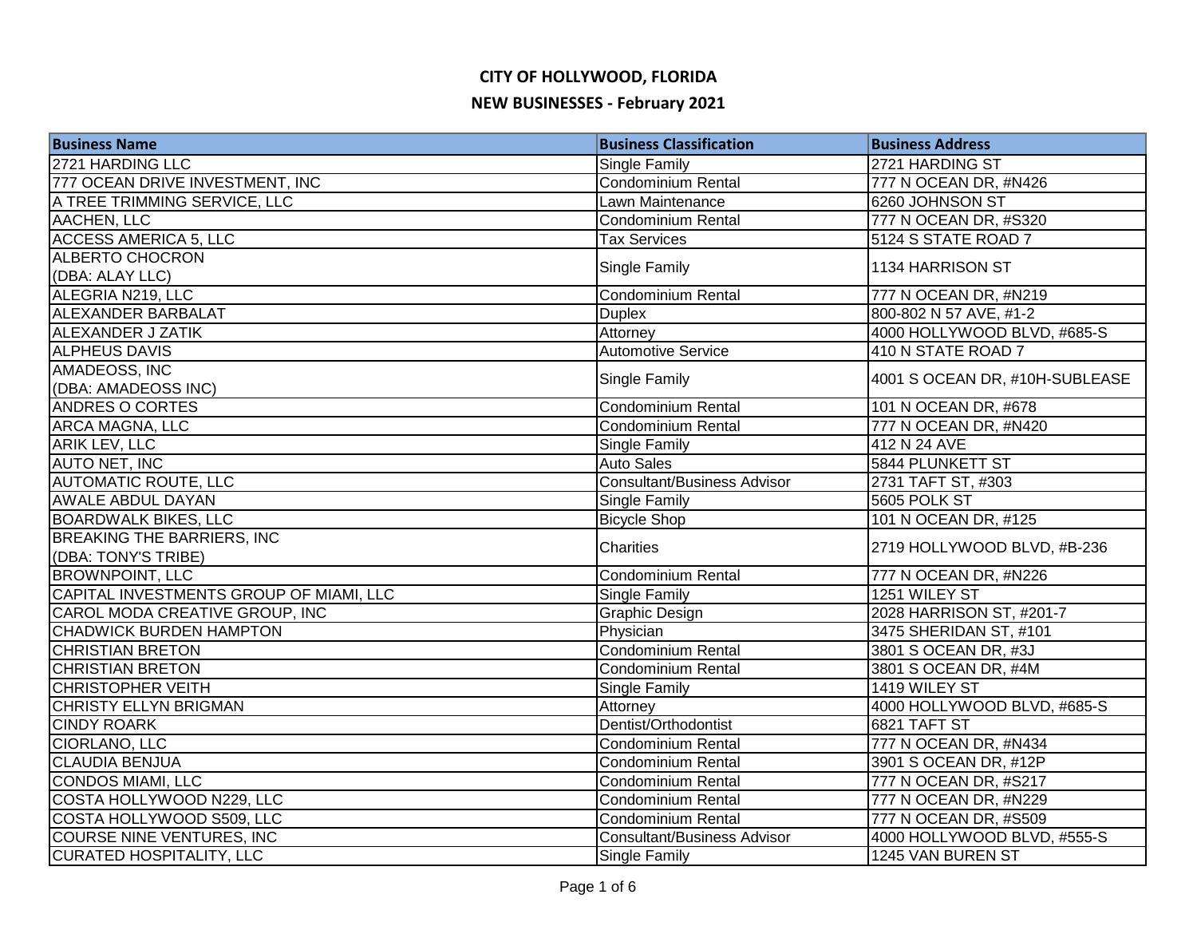# CITY OF HOLLYWOOD, FLORIDA

## NEW BUSINESSES - February 2021

| Business Name | Business Classification | Business Address |
|---|---|---|
| 2721 HARDING LLC | Single Family | 2721 HARDING ST |
| 777 OCEAN DRIVE INVESTMENT, INC | Condominium Rental | 777 N OCEAN DR, #N426 |
| A TREE TRIMMING SERVICE, LLC | Lawn Maintenance | 6260 JOHNSON ST |
| AACHEN, LLC | Condominium Rental | 777 N OCEAN DR, #S320 |
| ACCESS AMERICA 5, LLC | Tax Services | 5124 S STATE ROAD 7 |
| ALBERTO CHOCRON (DBA: ALAY LLC) | Single Family | 1134 HARRISON ST |
| ALEGRIA N219, LLC | Condominium Rental | 777 N OCEAN DR, #N219 |
| ALEXANDER BARBALAT | Duplex | 800-802 N 57 AVE, #1-2 |
| ALEXANDER J ZATIK | Attorney | 4000 HOLLYWOOD BLVD, #685-S |
| ALPHEUS DAVIS | Automotive Service | 410 N STATE ROAD 7 |
| AMADEOSS, INC (DBA: AMADEOSS INC) | Single Family | 4001 S OCEAN DR, #10H-SUBLEASE |
| ANDRES O CORTES | Condominium Rental | 101 N OCEAN DR, #678 |
| ARCA MAGNA, LLC | Condominium Rental | 777 N OCEAN DR, #N420 |
| ARIK LEV, LLC | Single Family | 412 N 24 AVE |
| AUTO NET, INC | Auto Sales | 5844 PLUNKETT ST |
| AUTOMATIC ROUTE, LLC | Consultant/Business Advisor | 2731 TAFT ST, #303 |
| AWALE ABDUL DAYAN | Single Family | 5605 POLK ST |
| BOARDWALK BIKES, LLC | Bicycle Shop | 101 N OCEAN DR, #125 |
| BREAKING THE BARRIERS, INC (DBA: TONY'S TRIBE) | Charities | 2719 HOLLYWOOD BLVD, #B-236 |
| BROWNPOINT, LLC | Condominium Rental | 777 N OCEAN DR, #N226 |
| CAPITAL INVESTMENTS GROUP OF MIAMI, LLC | Single Family | 1251 WILEY ST |
| CAROL MODA CREATIVE GROUP, INC | Graphic Design | 2028 HARRISON ST, #201-7 |
| CHADWICK BURDEN HAMPTON | Physician | 3475 SHERIDAN ST, #101 |
| CHRISTIAN BRETON | Condominium Rental | 3801 S OCEAN DR, #3J |
| CHRISTIAN BRETON | Condominium Rental | 3801 S OCEAN DR, #4M |
| CHRISTOPHER VEITH | Single Family | 1419 WILEY ST |
| CHRISTY ELLYN BRIGMAN | Attorney | 4000 HOLLYWOOD BLVD, #685-S |
| CINDY ROARK | Dentist/Orthodontist | 6821 TAFT ST |
| CIORLANO, LLC | Condominium Rental | 777 N OCEAN DR, #N434 |
| CLAUDIA BENJUA | Condominium Rental | 3901 S OCEAN DR, #12P |
| CONDOS MIAMI, LLC | Condominium Rental | 777 N OCEAN DR, #S217 |
| COSTA HOLLYWOOD N229, LLC | Condominium Rental | 777 N OCEAN DR, #N229 |
| COSTA HOLLYWOOD S509, LLC | Condominium Rental | 777 N OCEAN DR, #S509 |
| COURSE NINE VENTURES, INC | Consultant/Business Advisor | 4000 HOLLYWOOD BLVD, #555-S |
| CURATED HOSPITALITY, LLC | Single Family | 1245 VAN BUREN ST |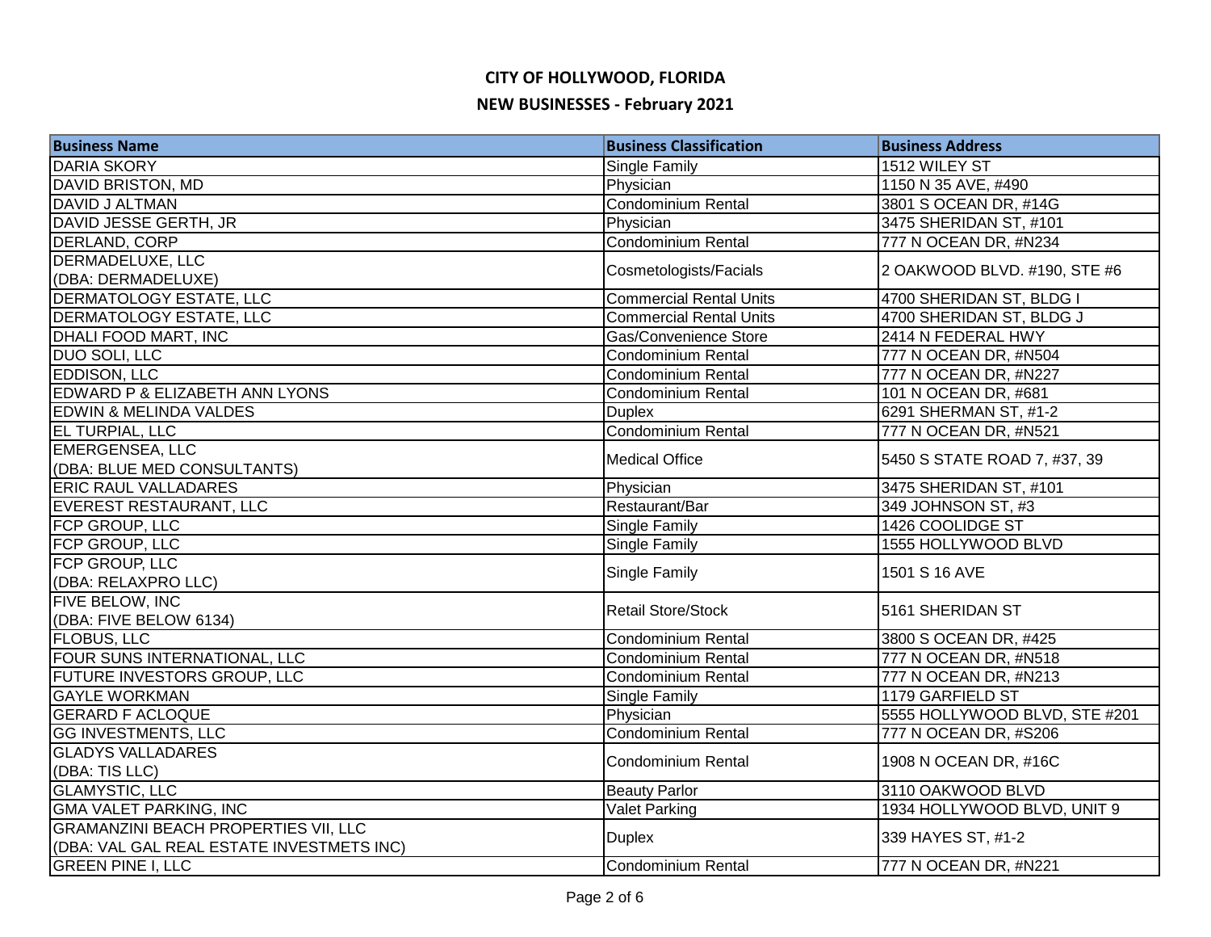# CITY OF HOLLYWOOD, FLORIDA

## NEW BUSINESSES - February 2021

| Business Name | Business Classification | Business Address |
|---|---|---|
| DARIA SKORY | Single Family | 1512 WILEY ST |
| DAVID BRISTON, MD | Physician | 1150 N 35 AVE, #490 |
| DAVID J ALTMAN | Condominium Rental | 3801 S OCEAN DR, #14G |
| DAVID JESSE GERTH, JR | Physician | 3475 SHERIDAN ST, #101 |
| DERLAND, CORP | Condominium Rental | 777 N OCEAN DR, #N234 |
| DERMADELUXE, LLC (DBA: DERMADELUXE) | Cosmetologists/Facials | 2 OAKWOOD BLVD. #190, STE #6 |
| DERMATOLOGY ESTATE, LLC | Commercial Rental Units | 4700 SHERIDAN ST, BLDG I |
| DERMATOLOGY ESTATE, LLC | Commercial Rental Units | 4700 SHERIDAN ST, BLDG J |
| DHALI FOOD MART, INC | Gas/Convenience Store | 2414 N FEDERAL HWY |
| DUO SOLI, LLC | Condominium Rental | 777 N OCEAN DR, #N504 |
| EDDISON, LLC | Condominium Rental | 777 N OCEAN DR, #N227 |
| EDWARD P & ELIZABETH ANN LYONS | Condominium Rental | 101 N OCEAN DR, #681 |
| EDWIN & MELINDA VALDES | Duplex | 6291 SHERMAN ST, #1-2 |
| EL TURPIAL, LLC | Condominium Rental | 777 N OCEAN DR, #N521 |
| EMERGENSEA, LLC (DBA: BLUE MED CONSULTANTS) | Medical Office | 5450 S STATE ROAD 7, #37, 39 |
| ERIC RAUL VALLADARES | Physician | 3475 SHERIDAN ST, #101 |
| EVEREST RESTAURANT, LLC | Restaurant/Bar | 349 JOHNSON ST, #3 |
| FCP GROUP, LLC | Single Family | 1426 COOLIDGE ST |
| FCP GROUP, LLC | Single Family | 1555 HOLLYWOOD BLVD |
| FCP GROUP, LLC (DBA: RELAXPRO LLC) | Single Family | 1501 S 16 AVE |
| FIVE BELOW, INC (DBA: FIVE BELOW 6134) | Retail Store/Stock | 5161 SHERIDAN ST |
| FLOBUS, LLC | Condominium Rental | 3800 S OCEAN DR, #425 |
| FOUR SUNS INTERNATIONAL, LLC | Condominium Rental | 777 N OCEAN DR, #N518 |
| FUTURE INVESTORS GROUP, LLC | Condominium Rental | 777 N OCEAN DR, #N213 |
| GAYLE WORKMAN | Single Family | 1179 GARFIELD ST |
| GERARD F ACLOQUE | Physician | 5555 HOLLYWOOD BLVD, STE #201 |
| GG INVESTMENTS, LLC | Condominium Rental | 777 N OCEAN DR, #S206 |
| GLADYS VALLADARES (DBA: TIS LLC) | Condominium Rental | 1908 N OCEAN DR, #16C |
| GLAMYSTIC, LLC | Beauty Parlor | 3110 OAKWOOD BLVD |
| GMA VALET PARKING, INC | Valet Parking | 1934 HOLLYWOOD BLVD, UNIT 9 |
| GRAMANZINI BEACH PROPERTIES VII, LLC (DBA: VAL GAL REAL ESTATE INVESTMETS INC) | Duplex | 339 HAYES ST, #1-2 |
| GREEN PINE I, LLC | Condominium Rental | 777 N OCEAN DR, #N221 |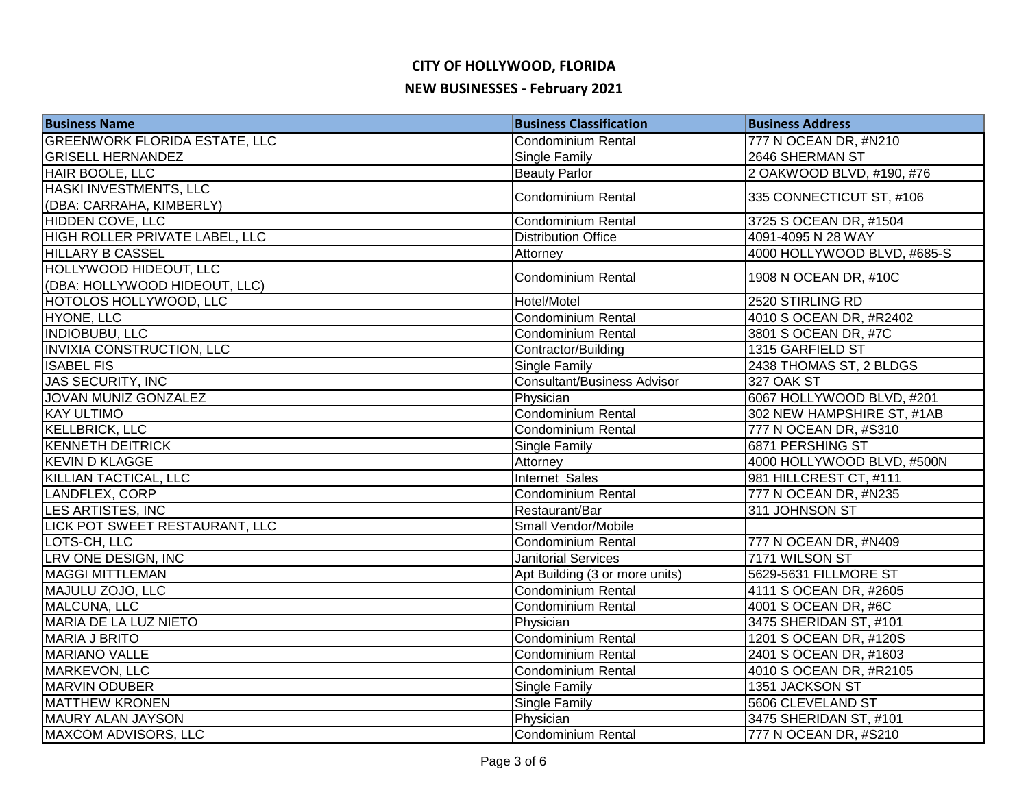# CITY OF HOLLYWOOD, FLORIDA

## NEW BUSINESSES - February 2021

| Business Name | Business Classification | Business Address |
| --- | --- | --- |
| GREENWORK FLORIDA ESTATE, LLC | Condominium Rental | 777 N OCEAN DR, #N210 |
| GRISELL HERNANDEZ | Single Family | 2646 SHERMAN ST |
| HAIR BOOLE, LLC | Beauty Parlor | 2 OAKWOOD BLVD, #190, #76 |
| HASKI INVESTMENTS, LLC (DBA: CARRAHA, KIMBERLY) | Condominium Rental | 335 CONNECTICUT ST, #106 |
| HIDDEN COVE, LLC | Condominium Rental | 3725 S OCEAN DR, #1504 |
| HIGH ROLLER PRIVATE LABEL, LLC | Distribution Office | 4091-4095 N 28 WAY |
| HILLARY B CASSEL | Attorney | 4000 HOLLYWOOD BLVD, #685-S |
| HOLLYWOOD HIDEOUT, LLC (DBA: HOLLYWOOD HIDEOUT, LLC) | Condominium Rental | 1908 N OCEAN DR, #10C |
| HOTOLOS HOLLYWOOD, LLC | Hotel/Motel | 2520 STIRLING RD |
| HYONE, LLC | Condominium Rental | 4010 S OCEAN DR, #R2402 |
| INDIOBUBU, LLC | Condominium Rental | 3801 S OCEAN DR, #7C |
| INVIXIA CONSTRUCTION, LLC | Contractor/Building | 1315 GARFIELD ST |
| ISABEL FIS | Single Family | 2438 THOMAS ST, 2 BLDGS |
| JAS SECURITY, INC | Consultant/Business Advisor | 327 OAK ST |
| JOVAN MUNIZ GONZALEZ | Physician | 6067 HOLLYWOOD BLVD, #201 |
| KAY ULTIMO | Condominium Rental | 302 NEW HAMPSHIRE ST, #1AB |
| KELLBRICK, LLC | Condominium Rental | 777 N OCEAN DR, #S310 |
| KENNETH DEITRICK | Single Family | 6871 PERSHING ST |
| KEVIN D KLAGGE | Attorney | 4000 HOLLYWOOD BLVD, #500N |
| KILLIAN TACTICAL, LLC | Internet Sales | 981 HILLCREST CT, #111 |
| LANDFLEX, CORP | Condominium Rental | 777 N OCEAN DR, #N235 |
| LES ARTISTES, INC | Restaurant/Bar | 311 JOHNSON ST |
| LICK POT SWEET RESTAURANT, LLC | Small Vendor/Mobile | |
| LOTS-CH, LLC | Condominium Rental | 777 N OCEAN DR, #N409 |
| LRV ONE DESIGN, INC | Janitorial Services | 7171 WILSON ST |
| MAGGI MITTLEMAN | Apt Building (3 or more units) | 5629-5631 FILLMORE ST |
| MAJULU ZOJO, LLC | Condominium Rental | 4111 S OCEAN DR, #2605 |
| MALCUNA, LLC | Condominium Rental | 4001 S OCEAN DR, #6C |
| MARIA DE LA LUZ NIETO | Physician | 3475 SHERIDAN ST, #101 |
| MARIA J BRITO | Condominium Rental | 1201 S OCEAN DR, #120S |
| MARIANO VALLE | Condominium Rental | 2401 S OCEAN DR, #1603 |
| MARKEVON, LLC | Condominium Rental | 4010 S OCEAN DR, #R2105 |
| MARVIN ODUBER | Single Family | 1351 JACKSON ST |
| MATTHEW KRONEN | Single Family | 5606 CLEVELAND ST |
| MAURY ALAN JAYSON | Physician | 3475 SHERIDAN ST, #101 |
| MAXCOM ADVISORS, LLC | Condominium Rental | 777 N OCEAN DR, #S210 |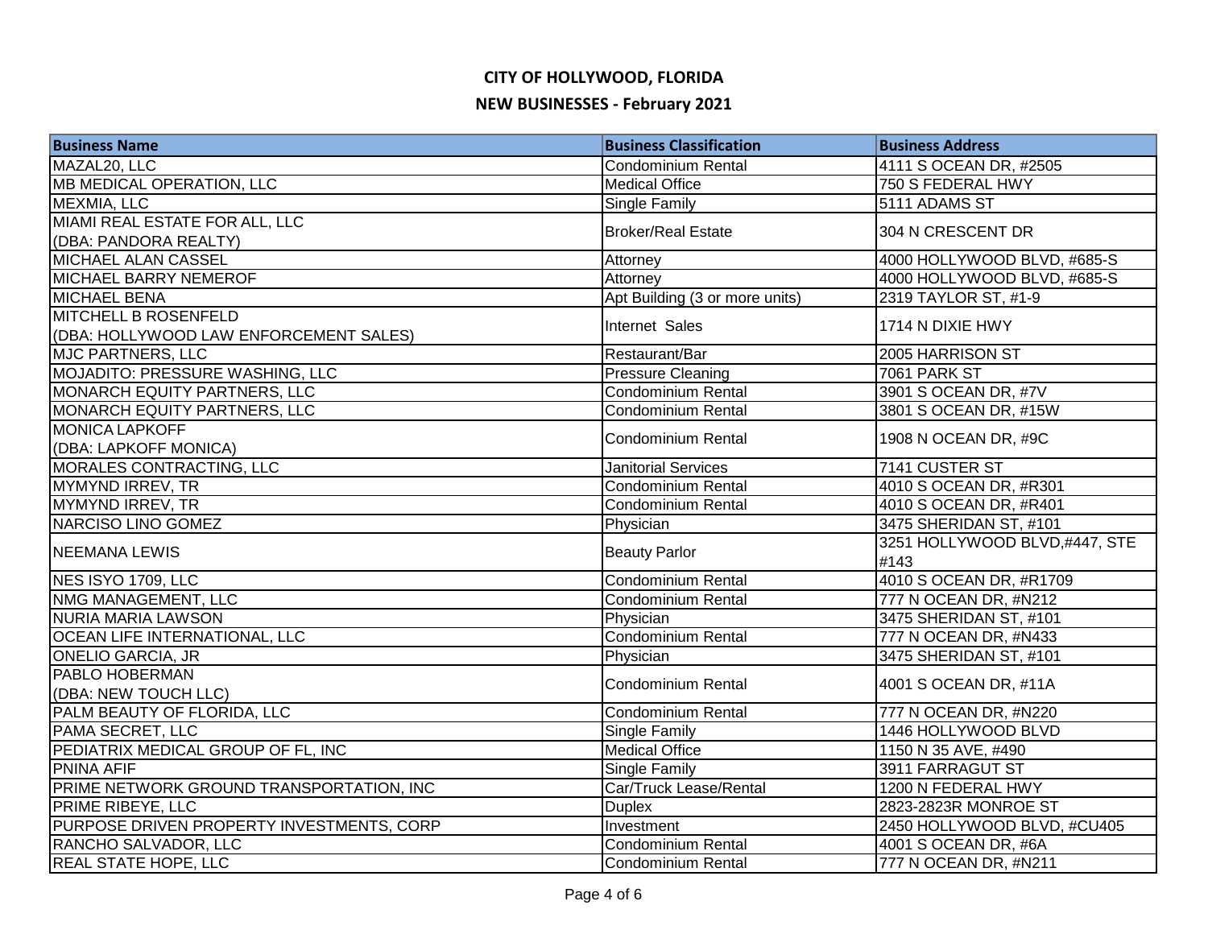# CITY OF HOLLYWOOD, FLORIDA

## NEW BUSINESSES - February 2021

| Business Name | Business Classification | Business Address |
|---|---|---|
| MAZAL20, LLC | Condominium Rental | 4111 S OCEAN DR, #2505 |
| MB MEDICAL OPERATION, LLC | Medical Office | 750 S FEDERAL HWY |
| MEXMIA, LLC | Single Family | 5111 ADAMS ST |
| MIAMI REAL ESTATE FOR ALL, LLC (DBA: PANDORA REALTY) | Broker/Real Estate | 304 N CRESCENT DR |
| MICHAEL ALAN CASSEL | Attorney | 4000 HOLLYWOOD BLVD, #685-S |
| MICHAEL BARRY NEMEROF | Attorney | 4000 HOLLYWOOD BLVD, #685-S |
| MICHAEL BENA | Apt Building (3 or more units) | 2319 TAYLOR ST, #1-9 |
| MITCHELL B ROSENFELD (DBA: HOLLYWOOD LAW ENFORCEMENT SALES) | Internet Sales | 1714 N DIXIE HWY |
| MJC PARTNERS, LLC | Restaurant/Bar | 2005 HARRISON ST |
| MOJADITO: PRESSURE WASHING, LLC | Pressure Cleaning | 7061 PARK ST |
| MONARCH EQUITY PARTNERS, LLC | Condominium Rental | 3901 S OCEAN DR, #7V |
| MONARCH EQUITY PARTNERS, LLC | Condominium Rental | 3801 S OCEAN DR, #15W |
| MONICA LAPKOFF (DBA: LAPKOFF MONICA) | Condominium Rental | 1908 N OCEAN DR, #9C |
| MORALES CONTRACTING, LLC | Janitorial Services | 7141 CUSTER ST |
| MYMYND IRREV, TR | Condominium Rental | 4010 S OCEAN DR, #R301 |
| MYMYND IRREV, TR | Condominium Rental | 4010 S OCEAN DR, #R401 |
| NARCISO LINO GOMEZ | Physician | 3475 SHERIDAN ST, #101 |
| NEEMANA LEWIS | Beauty Parlor | 3251 HOLLYWOOD BLVD,#447, STE #143 |
| NES ISYO 1709, LLC | Condominium Rental | 4010 S OCEAN DR, #R1709 |
| NMG MANAGEMENT, LLC | Condominium Rental | 777 N OCEAN DR, #N212 |
| NURIA MARIA LAWSON | Physician | 3475 SHERIDAN ST, #101 |
| OCEAN LIFE INTERNATIONAL, LLC | Condominium Rental | 777 N OCEAN DR, #N433 |
| ONELIO GARCIA, JR | Physician | 3475 SHERIDAN ST, #101 |
| PABLO HOBERMAN (DBA: NEW TOUCH LLC) | Condominium Rental | 4001 S OCEAN DR, #11A |
| PALM BEAUTY OF FLORIDA, LLC | Condominium Rental | 777 N OCEAN DR, #N220 |
| PAMA SECRET, LLC | Single Family | 1446 HOLLYWOOD BLVD |
| PEDIATRIX MEDICAL GROUP OF FL, INC | Medical Office | 1150 N 35 AVE, #490 |
| PNINA AFIF | Single Family | 3911 FARRAGUT ST |
| PRIME NETWORK GROUND TRANSPORTATION, INC | Car/Truck Lease/Rental | 1200 N FEDERAL HWY |
| PRIME RIBEYE, LLC | Duplex | 2823-2823R MONROE ST |
| PURPOSE DRIVEN PROPERTY INVESTMENTS, CORP | Investment | 2450 HOLLYWOOD BLVD, #CU405 |
| RANCHO SALVADOR, LLC | Condominium Rental | 4001 S OCEAN DR, #6A |
| REAL STATE HOPE, LLC | Condominium Rental | 777 N OCEAN DR, #N211 |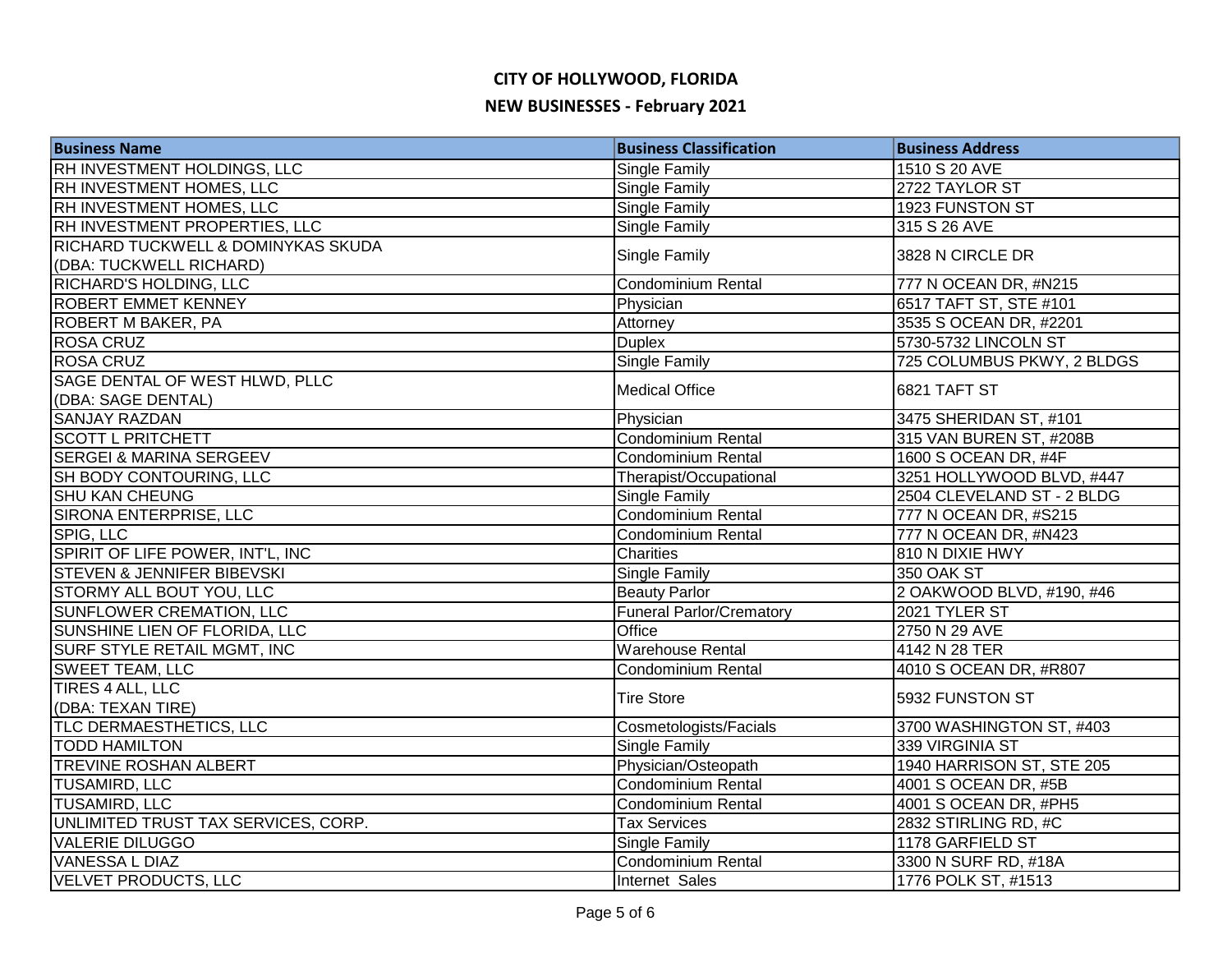# CITY OF HOLLYWOOD, FLORIDA

## NEW BUSINESSES - February 2021

| Business Name | Business Classification | Business Address |
|---|---|---|
| RH INVESTMENT HOLDINGS, LLC | Single Family | 1510 S 20 AVE |
| RH INVESTMENT HOMES, LLC | Single Family | 2722 TAYLOR ST |
| RH INVESTMENT HOMES, LLC | Single Family | 1923 FUNSTON ST |
| RH INVESTMENT PROPERTIES, LLC | Single Family | 315 S 26 AVE |
| RICHARD TUCKWELL & DOMINYKAS SKUDA (DBA: TUCKWELL RICHARD) | Single Family | 3828 N CIRCLE DR |
| RICHARD'S HOLDING, LLC | Condominium Rental | 777 N OCEAN DR, #N215 |
| ROBERT EMMET KENNEY | Physician | 6517 TAFT ST, STE #101 |
| ROBERT M BAKER, PA | Attorney | 3535 S OCEAN DR, #2201 |
| ROSA CRUZ | Duplex | 5730-5732 LINCOLN ST |
| ROSA CRUZ | Single Family | 725 COLUMBUS PKWY, 2 BLDGS |
| SAGE DENTAL OF WEST HLWD, PLLC (DBA: SAGE DENTAL) | Medical Office | 6821 TAFT ST |
| SANJAY RAZDAN | Physician | 3475 SHERIDAN ST, #101 |
| SCOTT L PRITCHETT | Condominium Rental | 315 VAN BUREN ST, #208B |
| SERGEI & MARINA SERGEEV | Condominium Rental | 1600 S OCEAN DR, #4F |
| SH BODY CONTOURING, LLC | Therapist/Occupational | 3251 HOLLYWOOD BLVD, #447 |
| SHU KAN CHEUNG | Single Family | 2504 CLEVELAND ST - 2 BLDG |
| SIRONA ENTERPRISE, LLC | Condominium Rental | 777 N OCEAN DR, #S215 |
| SPIG, LLC | Condominium Rental | 777 N OCEAN DR, #N423 |
| SPIRIT OF LIFE POWER, INT'L, INC | Charities | 810 N DIXIE HWY |
| STEVEN & JENNIFER BIBEVSKI | Single Family | 350 OAK ST |
| STORMY ALL BOUT YOU, LLC | Beauty Parlor | 2 OAKWOOD BLVD, #190, #46 |
| SUNFLOWER CREMATION, LLC | Funeral Parlor/Crematory | 2021 TYLER ST |
| SUNSHINE LIEN OF FLORIDA, LLC | Office | 2750 N 29 AVE |
| SURF STYLE RETAIL MGMT, INC | Warehouse Rental | 4142 N 28 TER |
| SWEET TEAM, LLC | Condominium Rental | 4010 S OCEAN DR, #R807 |
| TIRES 4 ALL, LLC (DBA: TEXAN TIRE) | Tire Store | 5932 FUNSTON ST |
| TLC DERMAESTHETICS, LLC | Cosmetologists/Facials | 3700 WASHINGTON ST, #403 |
| TODD HAMILTON | Single Family | 339 VIRGINIA ST |
| TREVINE ROSHAN ALBERT | Physician/Osteopath | 1940 HARRISON ST, STE 205 |
| TUSAMIRD, LLC | Condominium Rental | 4001 S OCEAN DR, #5B |
| TUSAMIRD, LLC | Condominium Rental | 4001 S OCEAN DR, #PH5 |
| UNLIMITED TRUST TAX SERVICES, CORP. | Tax Services | 2832 STIRLING RD, #C |
| VALERIE DILUGGO | Single Family | 1178 GARFIELD ST |
| VANESSA L DIAZ | Condominium Rental | 3300 N SURF RD, #18A |
| VELVET PRODUCTS, LLC | Internet Sales | 1776 POLK ST, #1513 |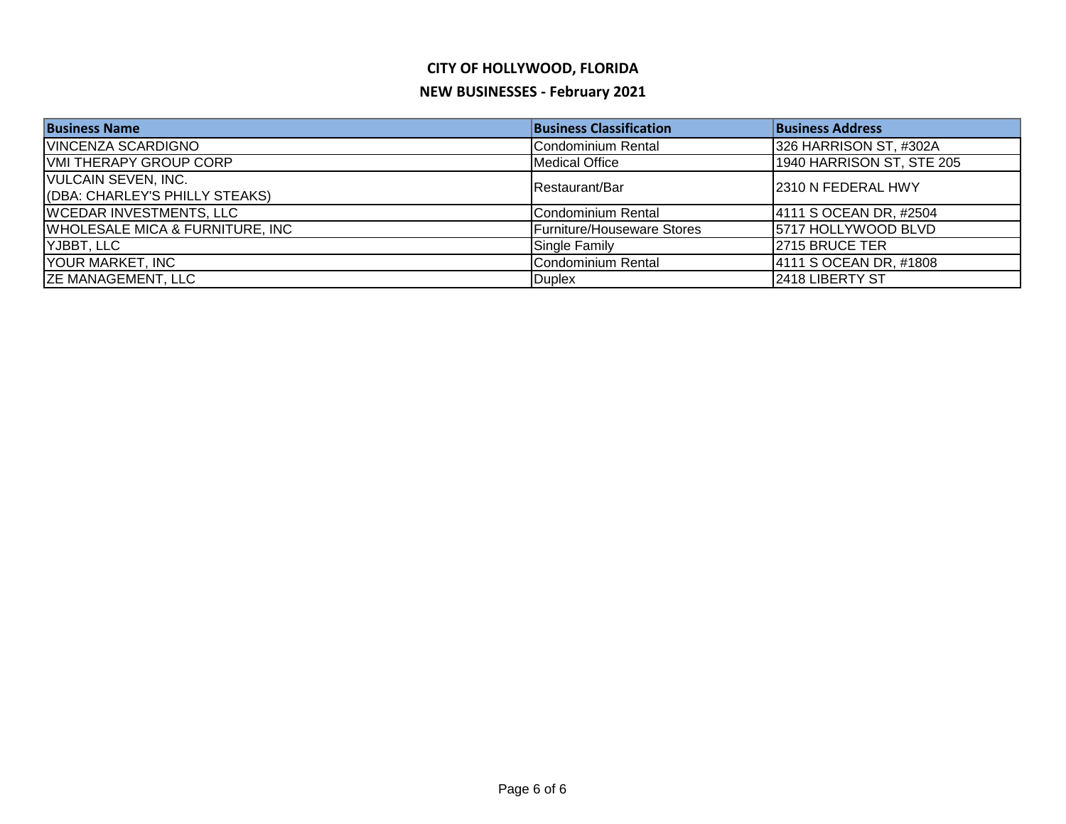# CITY OF HOLLYWOOD, FLORIDA

## NEW BUSINESSES - February 2021

| Business Name | Business Classification | Business Address |
|---|---|---|
| VINCENZA SCARDIGNO | Condominium Rental | 326 HARRISON ST, #302A |
| VMI THERAPY GROUP CORP | Medical Office | 1940 HARRISON ST, STE 205 |
| VULCAIN SEVEN, INC. (DBA: CHARLEY'S PHILLY STEAKS) | Restaurant/Bar | 2310 N FEDERAL HWY |
| WCEDAR INVESTMENTS, LLC | Condominium Rental | 4111 S OCEAN DR, #2504 |
| WHOLESALE MICA & FURNITURE, INC | Furniture/Houseware Stores | 5717 HOLLYWOOD BLVD |
| YJBBT, LLC | Single Family | 2715 BRUCE TER |
| YOUR MARKET, INC | Condominium Rental | 4111 S OCEAN DR, #1808 |
| ZE MANAGEMENT, LLC | Duplex | 2418 LIBERTY ST |